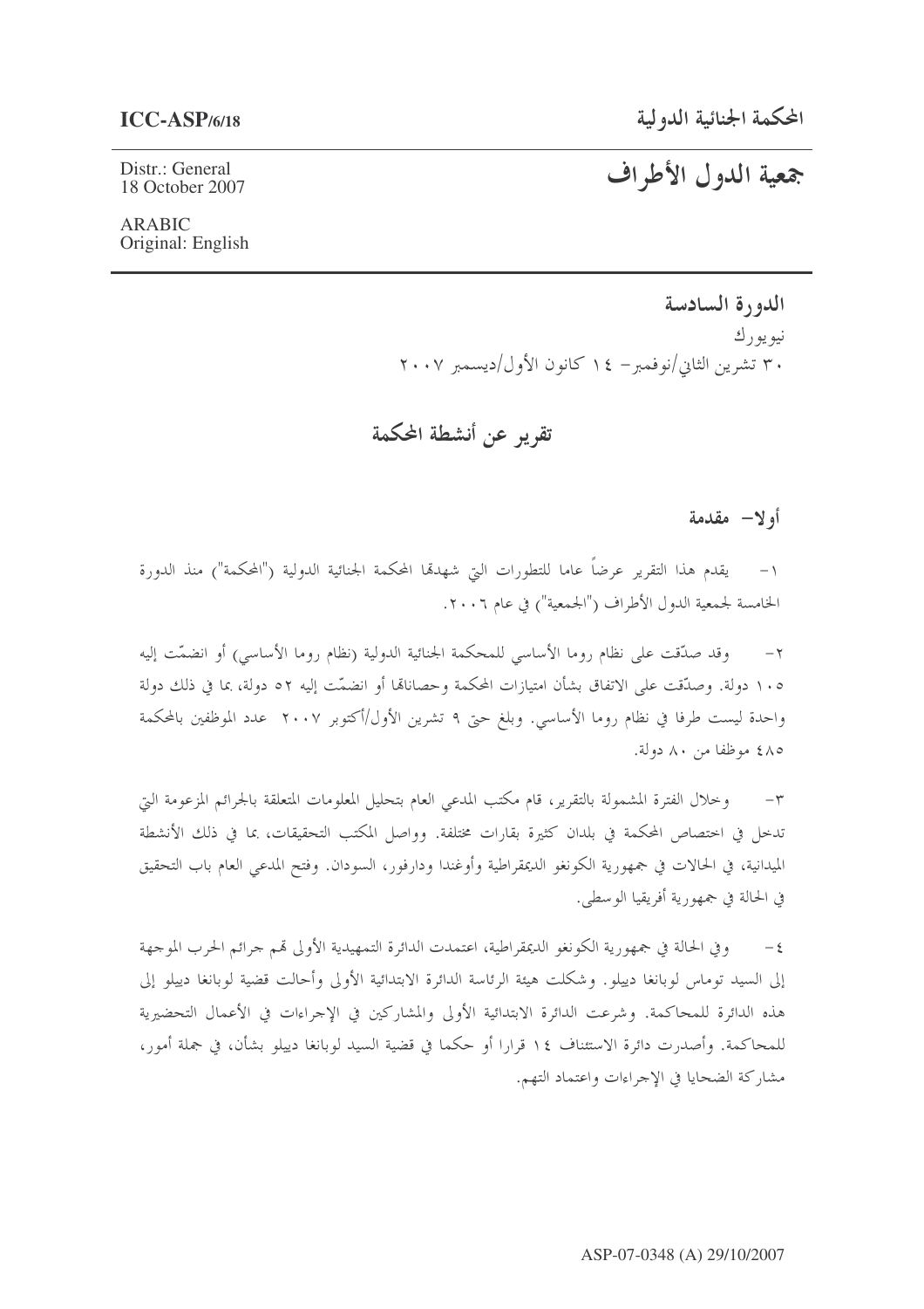**ICC-ASP/6/18**

المحكمة الجنائية الدولية

Distr.: General
18 October 2007

ARABIC
Original: English

# جمعية الدول الأطراف

الدورة السادسة

نيويورك

٣٠ تشرين الثاني/نوفمبر– ١٤ كانون الأول/ديسمبر ٢٠٠٧

## تقرير عن أنشطة المحكمة

### أولا– مقدمة

١– يقدم هذا التقرير عرضاً عاما للتطورات التي شهدتها المحكمة الجنائية الدولية ("المحكمة") منذ الدورة الخامسة لجمعية الدول الأطراف ("الجمعية") في عام ٢٠٠٦.

٢– وقد صدّقت على نظام روما الأساسي للمحكمة الجنائية الدولية (نظام روما الأساسي) أو انضمّت إليه ١٠٥ دولة. وصدّقت على الاتفاق بشأن امتيازات المحكمة وحصاناتها أو انضمّت إليه ٥٢ دولة، بما في ذلك دولة واحدة ليست طرفا في نظام روما الأساسي. وبلغ حتى ٩ تشرين الأول/أكتوبر ٢٠٠٧ عدد الموظفين بالمحكمة ٤٨٥ موظفا من ٨٠ دولة.

٣– وخلال الفترة المشمولة بالتقرير، قام مكتب المدعي العام بتحليل المعلومات المتعلقة بالجرائم المزعومة التي تدخل في اختصاص المحكمة في بلدان كثيرة بقارات مختلفة. وواصل المكتب التحقيقات، بما في ذلك الأنشطة الميدانية، في الحالات في جمهورية الكونغو الديمقراطية وأوغندا ودارفور، السودان. وفتح المدعي العام باب التحقيق في الحالة في جمهورية أفريقيا الوسطى.

٤– وفي الحالة في جمهورية الكونغو الديمقراطية، اعتمدت الدائرة التمهيدية الأولى تهم جرائم الحرب الموجهة إلى السيد توماس لوبانغا دييلو. وشكلت هيئة الرئاسة الدائرة الابتدائية الأولى وأحالت قضية لوبانغا دييلو إلى هذه الدائرة للمحاكمة. وشرعت الدائرة الابتدائية الأولى والمشاركين في الإجراءات في الأعمال التحضيرية للمحاكمة. وأصدرت دائرة الاستئناف ١٤ قرارا أو حكما في قضية السيد لوبانغا دييلو بشأن، في جملة أمور، مشاركة الضحايا في الإجراءات واعتماد التهم.

ASP-07-0348 (A) 29/10/2007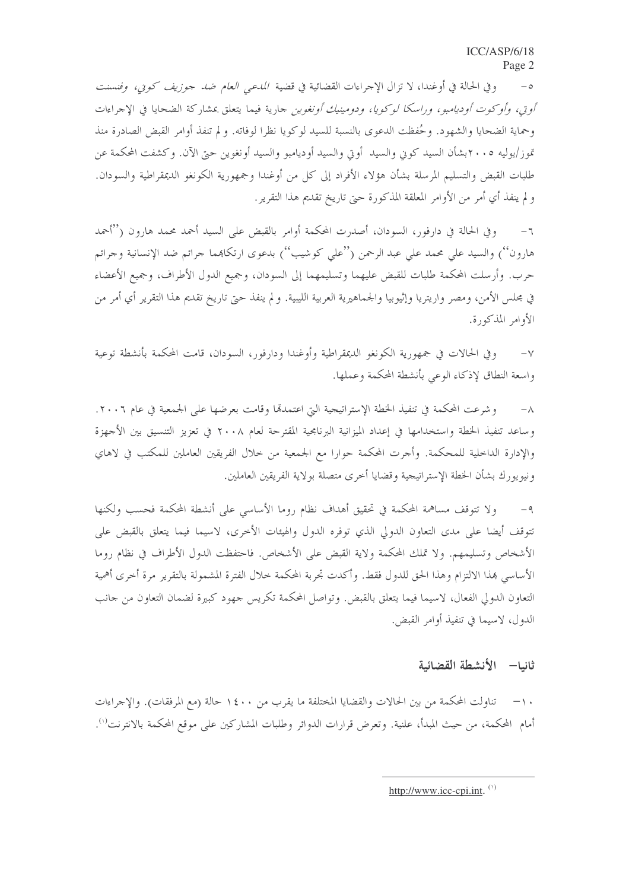٥- وفي الحالة في أوغندا، لا تزال الإجراءات القضائية في قضية *المدعي العام ضد جوزيف كوني، وفنسنت أوتي، وأوكوت أوديامبو، وراسكا لوكويا، ودومينيك أونغوين* جارية فيما يتعلق بمشاركة الضحايا في الإجراءات وحماية الضحايا والشهود. وحُفظت الدعوى بالنسبة للسيد لوكويا نظرا لوفاته. ولم تنفذ أوامر القبض الصادرة منذ تموز/يوليه ٢٠٠٥ بشأن السيد كوني والسيد أوتي والسيد أوديامبو والسيد أونغوين حتى الآن. وكشفت المحكمة عن طلبات القبض والتسليم المرسلة بشأن هؤلاء الأفراد إلى كل من أوغندا وجمهورية الكونغو الديمقراطية والسودان. ولم ينفذ أي أمر من الأوامر المعلقة المذكورة حتى تاريخ تقديم هذا التقرير.

٦- وفي الحالة في دارفور، السودان، أصدرت المحكمة أوامر بالقبض على السيد أحمد محمد هارون (''أحمد هارون'') والسيد علي محمد علي عبد الرحمن (''علي كوشيب'') بدعوى ارتكابهما جرائم ضد الإنسانية وجرائم حرب. وأرسلت المحكمة طلبات للقبض عليهما وتسليمهما إلى السودان، وجميع الدول الأطراف، وجميع الأعضاء في مجلس الأمن، ومصر واريتريا وإثيوبيا والجماهيرية العربية الليبية. ولم ينفذ حتى تاريخ تقديم هذا التقرير أي أمر من الأوامر المذكورة.

٧- وفي الحالات في جمهورية الكونغو الديمقراطية وأوغندا ودارفور، السودان، قامت المحكمة بأنشطة توعية واسعة النطاق لإذكاء الوعي بأنشطة المحكمة وعملها.

٨- وشرعت المحكمة في تنفيذ الخطة الإستراتيجية التي اعتمدتها وقامت بعرضها على الجمعية في عام ٢٠٠٦. وساعد تنفيذ الخطة واستخدامها في إعداد الميزانية البرنامجية المقترحة لعام ٢٠٠٨ في تعزيز التنسيق بين الأجهزة والإدارة الداخلية للمحكمة. وأجرت المحكمة حوارا مع الجمعية من خلال الفريقين العاملين للمكتب في لاهاي ونيويورك بشأن الخطة الإستراتيجية وقضايا أخرى متصلة بولاية الفريقين العاملين.

٩- ولا تتوقف مساهمة المحكمة في تحقيق أهداف نظام روما الأساسي على أنشطة المحكمة فحسب ولكنها تتوقف أيضا على مدى التعاون الدولي الذي توفره الدول والهيئات الأخرى، لاسيما فيما يتعلق بالقبض على الأشخاص وتسليمهم. ولا تملك المحكمة ولاية القبض على الأشخاص. فاحتفظت الدول الأطراف في نظام روما الأساسي بهذا الالتزام وهذا الحق للدول فقط. وأكدت تجربة المحكمة خلال الفترة المشمولة بالتقرير مرة أخرى أهمية التعاون الدولي الفعال، لاسيما فيما يتعلق بالقبض. وتواصل المحكمة تكريس جهود كبيرة لضمان التعاون من جانب الدول، لاسيما في تنفيذ أوامر القبض.

## ثانيا- الأنشطة القضائية

١٠- تناولت المحكمة من بين الحالات والقضايا المختلفة ما يقرب من ١٤٠٠ حالة (مع المرفقات). والإجراءات أمام المحكمة، من حيث المبدأ، علنية. وتعرض قرارات الدوائر وطلبات المشاركين على موقع المحكمة بالانترنت[1].

---

[1] http://www.icc-cpi.int.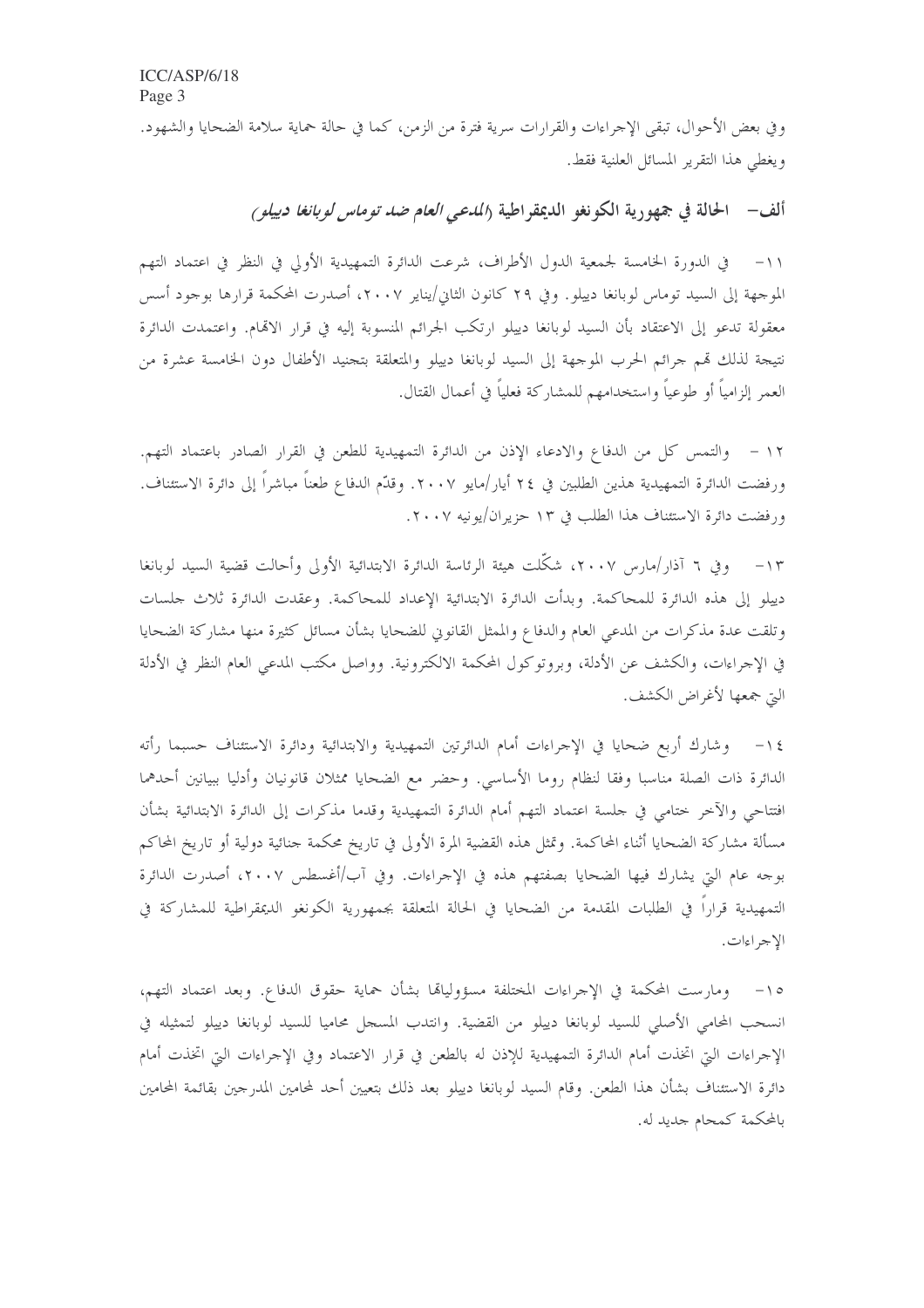وفي بعض الأحوال، تبقى الإجراءات والقرارات سرية فترة من الزمن، كما في حالة حماية سلامة الضحايا والشهود. ويغطي هذا التقرير المسائل العلنية فقط.

## ألف– الحالة في جمهورية الكونغو الديمقراطية (*المدعي العام ضد توماس لوبانغا دييلو*)

١١– في الدورة الخامسة لجمعية الدول الأطراف، شرعت الدائرة التمهيدية الأولى في النظر في اعتماد التهم الموجهة إلى السيد توماس لوبانغا دييلو. وفي ٢٩ كانون الثاني/يناير ٢٠٠٧، أصدرت المحكمة قرارها بوجود أسس معقولة تدعو إلى الاعتقاد بأن السيد لوبانغا دييلو ارتكب الجرائم المنسوبة إليه في قرار الاتهام. واعتمدت الدائرة نتيجة لذلك تهم جرائم الحرب الموجهة إلى السيد لوبانغا دييلو والمتعلقة بتجنيد الأطفال دون الخامسة عشرة من العمر إلزامياً أو طوعياً واستخدامهم للمشاركة فعلياً في أعمال القتال.

١٢ – والتمس كل من الدفاع والادعاء الإذن من الدائرة التمهيدية للطعن في القرار الصادر باعتماد التهم. ورفضت الدائرة التمهيدية هذين الطلبين في ٢٤ أيار/مايو ٢٠٠٧. وقدّم الدفاع طعناً مباشراً إلى دائرة الاستئناف. ورفضت دائرة الاستئناف هذا الطلب في ١٣ حزيران/يونيه ٢٠٠٧.

١٣– وفي ٦ آذار/مارس ٢٠٠٧، شكّلت هيئة الرئاسة الدائرة الابتدائية الأولى وأحالت قضية السيد لوبانغا دييلو إلى هذه الدائرة للمحاكمة. وبدأت الدائرة الابتدائية الإعداد للمحاكمة. وعقدت الدائرة ثلاث جلسات وتلقت عدة مذكرات من المدعي العام والدفاع والممثل القانوني للضحايا بشأن مسائل كثيرة منها مشاركة الضحايا في الإجراءات، والكشف عن الأدلة، وبروتوكول المحكمة الالكترونية. وواصل مكتب المدعي العام النظر في الأدلة التي جمعها لأغراض الكشف.

١٤– وشارك أربع ضحايا في الإجراءات أمام الدائرتين التمهيدية والابتدائية ودائرة الاستئناف حسبما رأته الدائرة ذات الصلة مناسبا وفقا لنظام روما الأساسي. وحضر مع الضحايا ممثلان قانونيان وأدليا ببيانين أحدهما افتتاحي والآخر ختامي في جلسة اعتماد التهم أمام الدائرة التمهيدية وقدما مذكرات إلى الدائرة الابتدائية بشأن مسألة مشاركة الضحايا أثناء المحاكمة. وتمثل هذه القضية المرة الأولى في تاريخ محكمة جنائية دولية أو تاريخ المحاكم بوجه عام التي يشارك فيها الضحايا بصفتهم هذه في الإجراءات. وفي آب/أغسطس ٢٠٠٧، أصدرت الدائرة التمهيدية قراراً في الطلبات المقدمة من الضحايا في الحالة المتعلقة بجمهورية الكونغو الديمقراطية للمشاركة في الإجراءات.

١٥– ومارست المحكمة في الإجراءات المختلفة مسؤولياتها بشأن حماية حقوق الدفاع. وبعد اعتماد التهم، انسحب المحامي الأصلي للسيد لوبانغا دييلو من القضية. وانتدب المسجل محاميا للسيد لوبانغا دييلو لتمثيله في الإجراءات التي اتخذت أمام الدائرة التمهيدية للإذن له بالطعن في قرار الاعتماد وفي الإجراءات التي اتخذت أمام دائرة الاستئناف بشأن هذا الطعن. وقام السيد لوبانغا دييلو بعد ذلك بتعيين أحد المحامين المدرجين بقائمة المحامين بالمحكمة كمحام جديد له.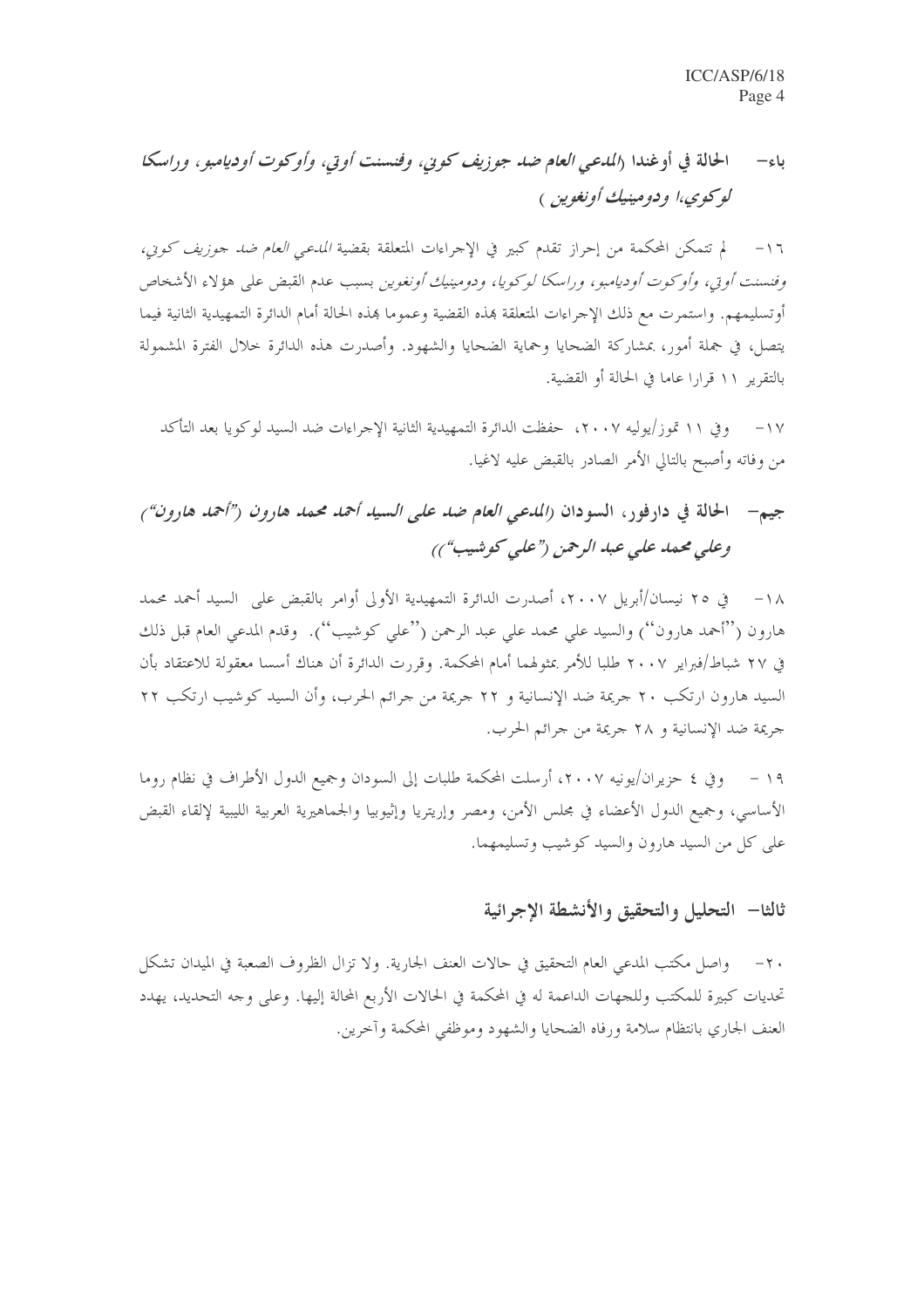## باء– الحالة في أوغندا (*المدعي العام ضد جوزيف كوني، وفنسنت أوتي، وأوكوت أوديامبو، وراسكا لوكويا، ودومينيك أونغوين* )

١٦– لم تتمكن المحكمة من إحراز تقدم كبير في الإجراءات المتعلقة بقضية *المدعي العام ضد جوزيف كوني، وفنسنت أوتي، وأوكوت أوديامبو، وراسكا لوكويا، ودومينيك أونغوين* بسبب عدم القبض على هؤلاء الأشخاص أوتسليمهم. واستمرت مع ذلك الإجراءات المتعلقة بهذه القضية وعموما بهذه الحالة أمام الدائرة التمهيدية الثانية فيما يتصل، في جملة أمور، بمشاركة الضحايا وحماية الضحايا والشهود. وأصدرت هذه الدائرة خلال الفترة المشمولة بالتقرير ١١ قرارا عاما في الحالة أو القضية.

١٧– وفي ١١ تموز/يوليه ٢٠٠٧، حفظت الدائرة التمهيدية الثانية الإجراءات ضد السيد لوكويا بعد التأكد من وفاته وأصبح بالتالي الأمر الصادر بالقبض عليه لاغيا.

## جيم– الحالة في دارفور، السودان (*المدعي العام ضد على السيد أحمد محمد هارون ("أحمد هارون") وعلي محمد علي عبد الرحمن ("علي كوشيب")*)

١٨– في ٢٥ نيسان/أبريل ٢٠٠٧، أصدرت الدائرة التمهيدية الأولى أوامر بالقبض على السيد أحمد محمد هارون (''أحمد هارون'') والسيد علي محمد علي عبد الرحمن (''علي كوشيب''). وقدم المدعي العام قبل ذلك في ٢٧ شباط/فبراير ٢٠٠٧ طلبا للأمر بمثولهما أمام المحكمة. وقررت الدائرة أن هناك أسسا معقولة للاعتقاد بأن السيد هارون ارتكب ٢٠ جريمة ضد الإنسانية و ٢٢ جريمة من جرائم الحرب، وأن السيد كوشيب ارتكب ٢٢ جريمة ضد الإنسانية و ٢٨ جريمة من جرائم الحرب.

١٩ – وفي ٤ حزيران/يونيه ٢٠٠٧، أرسلت المحكمة طلبات إلى السودان وجميع الدول الأطراف في نظام روما الأساسي، وجميع الدول الأعضاء في مجلس الأمن، ومصر وإريتريا وإثيوبيا والجماهيرية العربية الليبية لإلقاء القبض على كل من السيد هارون والسيد كوشيب وتسليمهما.

## ثالثا– التحليل والتحقيق والأنشطة الإجرائية

٢٠– واصل مكتب المدعي العام التحقيق في حالات العنف الجارية. ولا تزال الظروف الصعبة في الميدان تشكل تحديات كبيرة للمكتب وللجهات الداعمة له في المحكمة في الحالات الأربع المحالة إليها. وعلى وجه التحديد، يهدد العنف الجاري بانتظام سلامة ورفاه الضحايا والشهود وموظفي المحكمة وآخرين.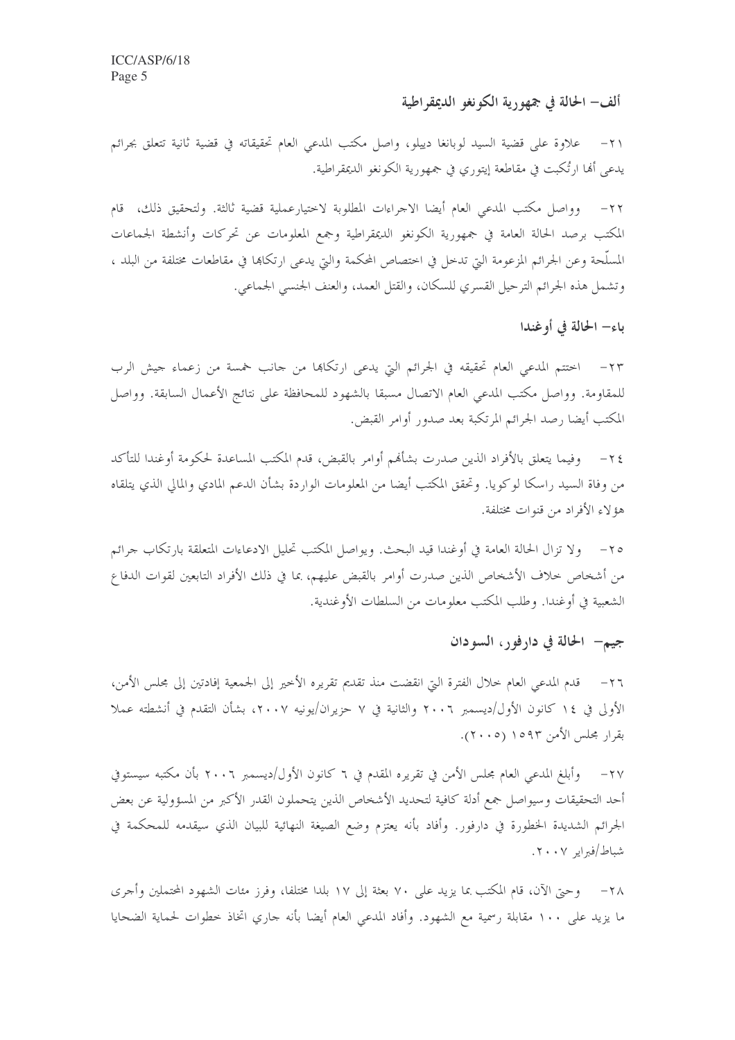## ألف– الحالة في جمهورية الكونغو الديمقراطية

٢١– علاوة على قضية السيد لوبانغا دييلو، واصل مكتب المدعي العام تحقيقاته في قضية ثانية تتعلق بجرائم يدعى أنها ارتُكبت في مقاطعة إيتوري في جمهورية الكونغو الديمقراطية.

٢٢– وواصل مكتب المدعي العام أيضا الاجراءات المطلوبة لاختيارعملية قضية ثالثة. ولتحقيق ذلك، قام المكتب برصد الحالة العامة في جمهورية الكونغو الديمقراطية وجمع المعلومات عن تحركات وأنشطة الجماعات المسلّحة وعن الجرائم المزعومة التي تدخل في اختصاص المحكمة والتي يدعى ارتكابها في مقاطعات مختلفة من البلد ، وتشمل هذه الجرائم الترحيل القسري للسكان، والقتل العمد، والعنف الجنسي الجماعي.

## باء– الحالة في أوغندا

٢٣– اختتم المدعي العام تحقيقه في الجرائم التي يدعى ارتكابها من جانب خمسة من زعماء جيش الرب للمقاومة. وواصل مكتب المدعي العام الاتصال مسبقا بالشهود للمحافظة على نتائج الأعمال السابقة. وواصل المكتب أيضا رصد الجرائم المرتكبة بعد صدور أوامر القبض.

٢٤– وفيما يتعلق بالأفراد الذين صدرت بشأنهم أوامر بالقبض، قدم المكتب المساعدة لحكومة أوغندا للتأكد من وفاة السيد راسكا لوكويا. وتحقق المكتب أيضا من المعلومات الواردة بشأن الدعم المادي والمالي الذي يتلقاه هؤلاء الأفراد من قنوات مختلفة.

٢٥– ولا تزال الحالة العامة في أوغندا قيد البحث. ويواصل المكتب تحليل الادعاءات المتعلقة بارتكاب جرائم من أشخاص خلاف الأشخاص الذين صدرت أوامر بالقبض عليهم، بما في ذلك الأفراد التابعين لقوات الدفاع الشعبية في أوغندا. وطلب المكتب معلومات من السلطات الأوغندية.

## جيم– الحالة في دارفور، السودان

٢٦– قدم المدعي العام خلال الفترة التي انقضت منذ تقديم تقريره الأخير إلى الجمعية إفادتين إلى مجلس الأمن، الأولى في ١٤ كانون الأول/ديسمبر ٢٠٠٦ والثانية في ٧ حزيران/يونيه ٢٠٠٧، بشأن التقدم في أنشطته عملا بقرار مجلس الأمن ١٥٩٣ (٢٠٠٥).

٢٧– وأبلغ المدعي العام مجلس الأمن في تقريره المقدم في ٦ كانون الأول/ديسمبر ٢٠٠٦ بأن مكتبه سيستوفي أحد التحقيقات وسيواصل جمع أدلة كافية لتحديد الأشخاص الذين يتحملون القدر الأكبر من المسؤولية عن بعض الجرائم الشديدة الخطورة في دارفور. وأفاد بأنه يعتزم وضع الصيغة النهائية للبيان الذي سيقدمه للمحكمة في شباط/فبراير ٢٠٠٧.

٢٨– وحتى الآن، قام المكتب بما يزيد على ٧٠ بعثة إلى ١٧ بلدا مختلفا، وفرز مئات الشهود المحتملين وأجرى ما يزيد على ١٠٠ مقابلة رسمية مع الشهود. وأفاد المدعي العام أيضا بأنه جاري اتخاذ خطوات لحماية الضحايا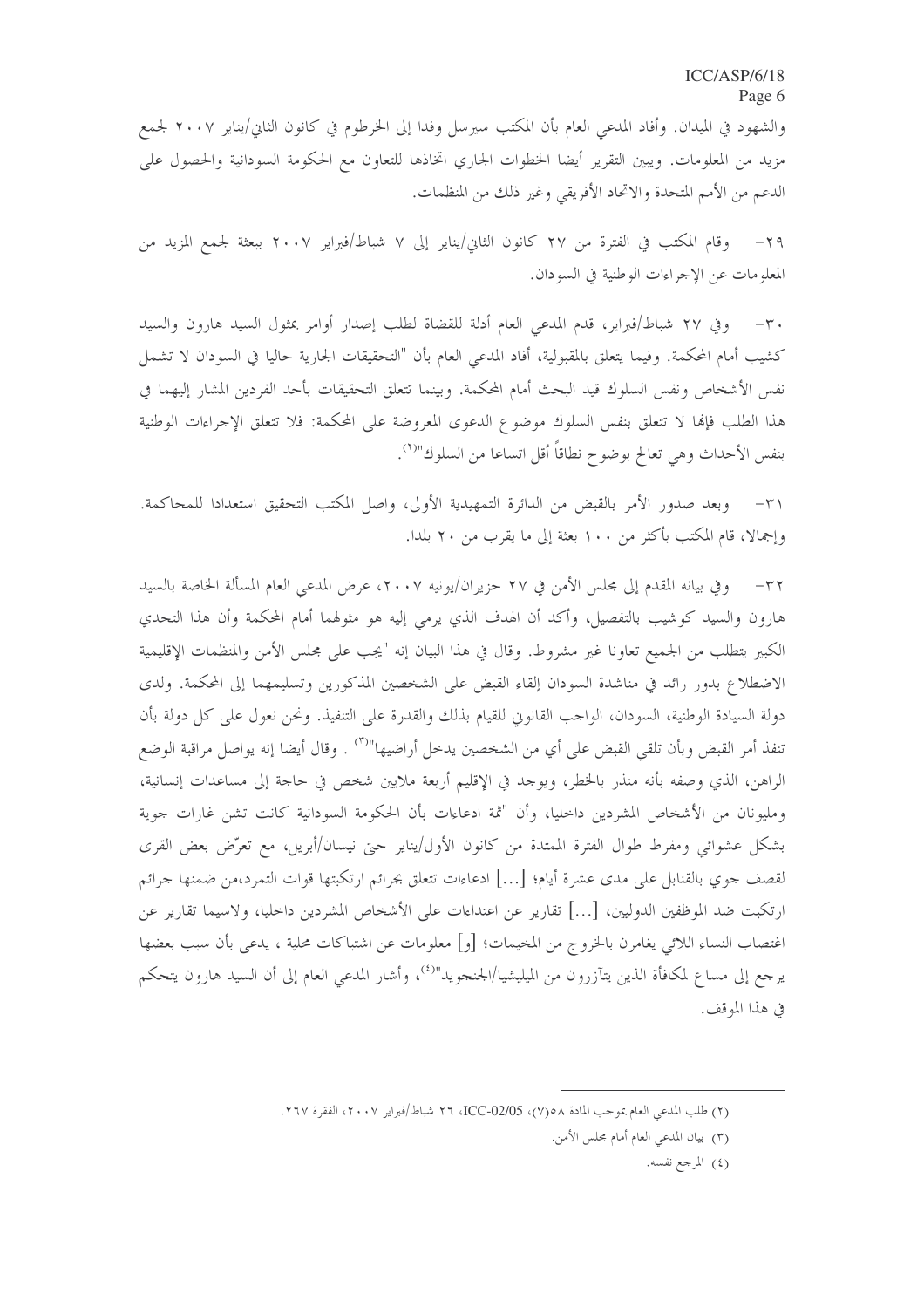والشهود في الميدان. وأفاد المدعي العام بأن المكتب سيرسل وفدا إلى الخرطوم في كانون الثاني/يناير ٢٠٠٧ لجمع مزيد من المعلومات. ويبين التقرير أيضا الخطوات الجاري اتخاذها للتعاون مع الحكومة السودانية والحصول على الدعم من الأمم المتحدة والاتحاد الأفريقي وغير ذلك من المنظمات.

٢٩- وقام المكتب في الفترة من ٢٧ كانون الثاني/يناير إلى ٧ شباط/فبراير ٢٠٠٧ ببعثة لجمع المزيد من المعلومات عن الإجراءات الوطنية في السودان.

٣٠- وفي ٢٧ شباط/فبراير، قدم المدعي العام أدلة للقضاة لطلب إصدار أوامر بمثول السيد هارون والسيد كشيب أمام المحكمة. وفيما يتعلق بالمقبولية، أفاد المدعي العام بأن "التحقيقات الجارية حاليا في السودان لا تشمل نفس الأشخاص ونفس السلوك قيد البحث أمام المحكمة. وبينما تتعلق التحقيقات بأحد الفردين المشار إليهما في هذا الطلب فإنها لا تتعلق بنفس السلوك موضوع الدعوى المعروضة على المحكمة: فلا تتعلق الإجراءات الوطنية بنفس الأحداث وهي تعالج بوضوح نطاقاً أقل اتساعا من السلوك"[٢].

٣١- وبعد صدور الأمر بالقبض من الدائرة التمهيدية الأولى، واصل المكتب التحقيق استعدادا للمحاكمة. وإجمالا، قام المكتب بأكثر من ١٠٠ بعثة إلى ما يقرب من ٢٠ بلدا.

٣٢- وفي بيانه المقدم إلى مجلس الأمن في ٢٧ حزيران/يونيه ٢٠٠٧، عرض المدعي العام المسألة الخاصة بالسيد هارون والسيد كوشيب بالتفصيل، وأكد أن الهدف الذي يرمي إليه هو مثولهما أمام المحكمة وأن هذا التحدي الكبير يتطلب من الجميع تعاونا غير مشروط. وقال في هذا البيان إنه "يجب على مجلس الأمن والمنظمات الإقليمية الاضطلاع بدور رائد في مناشدة السودان إلقاء القبض على الشخصين المذكورين وتسليمهما إلى المحكمة. ولدى دولة السيادة الوطنية، السودان، الواجب القانوني للقيام بذلك والقدرة على التنفيذ. ونحن نعول على كل دولة بأن تنفذ أمر القبض وبأن تلقي القبض على أي من الشخصين يدخل أراضيها"[٣]. وقال أيضا إنه يواصل مراقبة الوضع الراهن، الذي وصفه بأنه منذر بالخطر، ويوجد في الإقليم أربعة ملايين شخص في حاجة إلى مساعدات إنسانية، ومليونان من الأشخاص المشردين داخليا، وأن "ثمة ادعاءات بأن الحكومة السودانية كانت تشن غارات جوية بشكل عشوائي ومفرط طوال الفترة الممتدة من كانون الأول/يناير حتى نيسان/أبريل، مع تعرّض بعض القرى لقصف جوي بالقنابل على مدى عشرة أيام؛ [...] ادعاءات تتعلق بجرائم ارتكبتها قوات التمرد،من ضمنها جرائم ارتكبت ضد الموظفين الدوليين، [...] تقارير عن اعتداءات على الأشخاص المشردين داخليا، ولاسيما تقارير عن اغتصاب النساء اللائي يغامرن بالخروج من المخيمات؛ [و] معلومات عن اشتباكات محلية ، يدعى بأن سبب بعضها يرجع إلى مساع لمكافأة الذين يتآزرون من الميليشيا/الجنجويد"[٤]، وأشار المدعي العام إلى أن السيد هارون يتحكم في هذا الموقف.

---

(٢) طلب المدعي العام بموجب المادة ٥٨(٧)، ICC-02/05، ٢٦ شباط/فبراير ٢٠٠٧، الفقرة ٢٦٧.

(٣) بيان المدعي العام أمام مجلس الأمن.

(٤) المرجع نفسه.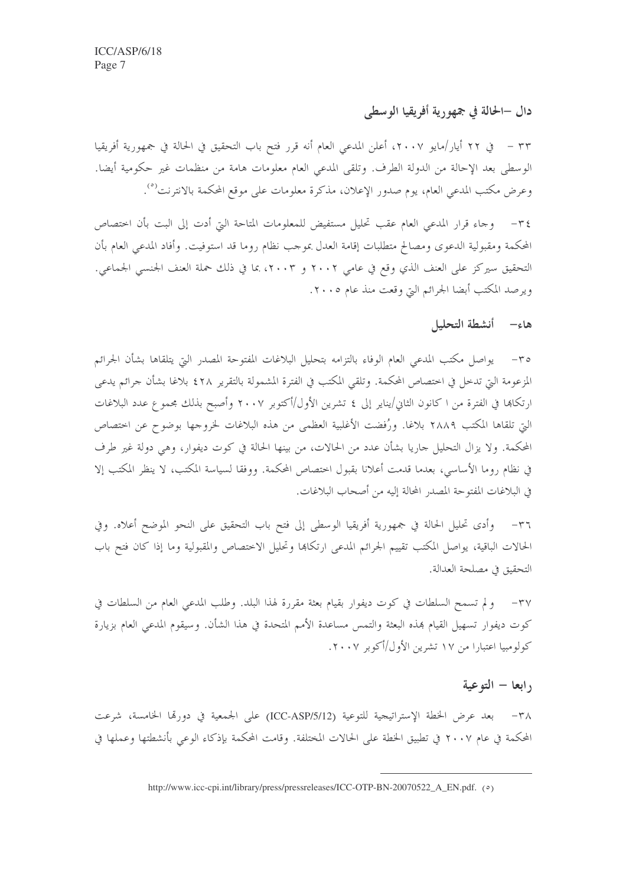## دال –الحالة في جمهورية أفريقيا الوسطى

٣٣ - في ٢٢ أيار/مايو ٢٠٠٧، أعلن المدعي العام أنه قرر فتح باب التحقيق في الحالة في جمهورية أفريقيا الوسطى بعد الإحالة من الدولة الطرف. وتلقى المدعي العام معلومات هامة من منظمات غير حكومية أيضا. وعرض مكتب المدعي العام، يوم صدور الإعلان، مذكرة معلومات على موقع المحكمة بالانترنت[٥].

٣٤- وجاء قرار المدعي العام عقب تحليل مستفيض للمعلومات المتاحة التي أدت إلى البت بأن اختصاص المحكمة ومقبولية الدعوى ومصالح متطلبات إقامة العدل بموجب نظام روما قد استوفيت. وأفاد المدعي العام بأن التحقيق سيركز على العنف الذي وقع في عامي ٢٠٠٢ و ٢٠٠٣، بما في ذلك حملة العنف الجنسي الجماعي. ويرصد المكتب أيضا الجرائم التي وقعت منذ عام ٢٠٠٥.

## هاء- أنشطة التحليل

٣٥- يواصل مكتب المدعي العام الوفاء بالتزامه بتحليل البلاغات المفتوحة المصدر التي يتلقاها بشأن الجرائم المزعومة التي تدخل في اختصاص المحكمة. وتلقى المكتب في الفترة المشمولة بالتقرير ٤٢٨ بلاغا بشأن جرائم يدعى ارتكابها في الفترة من ١ كانون الثاني/يناير إلى ٤ تشرين الأول/أكتوبر ٢٠٠٧ وأصبح بذلك مجموع عدد البلاغات التي تلقاها المكتب ٢٨٨٩ بلاغا. ورُفضت الأغلبية العظمى من هذه البلاغات لخروجها بوضوح عن اختصاص المحكمة. ولا يزال التحليل جاريا بشأن عدد من الحالات، من بينها الحالة في كوت ديفوار، وهي دولة غير طرف في نظام روما الأساسي، بعدما قدمت أعلانا بقبول اختصاص المحكمة. ووفقا لسياسة المكتب، لا ينظر المكتب إلا في البلاغات المفتوحة المصدر المحالة إليه من أصحاب البلاغات.

٣٦- وأدى تحليل الحالة في جمهورية أفريقيا الوسطى إلى فتح باب التحقيق على النحو الموضح أعلاه. وفي الحالات الباقية، يواصل المكتب تقييم الجرائم المدعى ارتكابها وتحليل الاختصاص والمقبولية وما إذا كان فتح باب التحقيق في مصلحة العدالة.

٣٧- ولم تسمح السلطات في كوت ديفوار بقيام بعثة مقررة لهذا البلد. وطلب المدعي العام من السلطات في كوت ديفوار تسهيل القيام بهذه البعثة والتمس مساعدة الأمم المتحدة في هذا الشأن. وسيقوم المدعي العام بزيارة كولومبيا اعتبارا من ١٧ تشرين الأول/أكوبر ٢٠٠٧.

## رابعا – التوعية

٣٨- بعد عرض الخطة الإستراتيجية للتوعية (ICC-ASP/5/12) على الجمعية في دورتها الخامسة، شرعت المحكمة في عام ٢٠٠٧ في تطبيق الخطة على الحالات المختلفة. وقامت المحكمة بإذكاء الوعي بأنشطتها وعملها في

---

(٥) http://www.icc-cpi.int/library/press/pressreleases/ICC-OTP-BN-20070522_A_EN.pdf.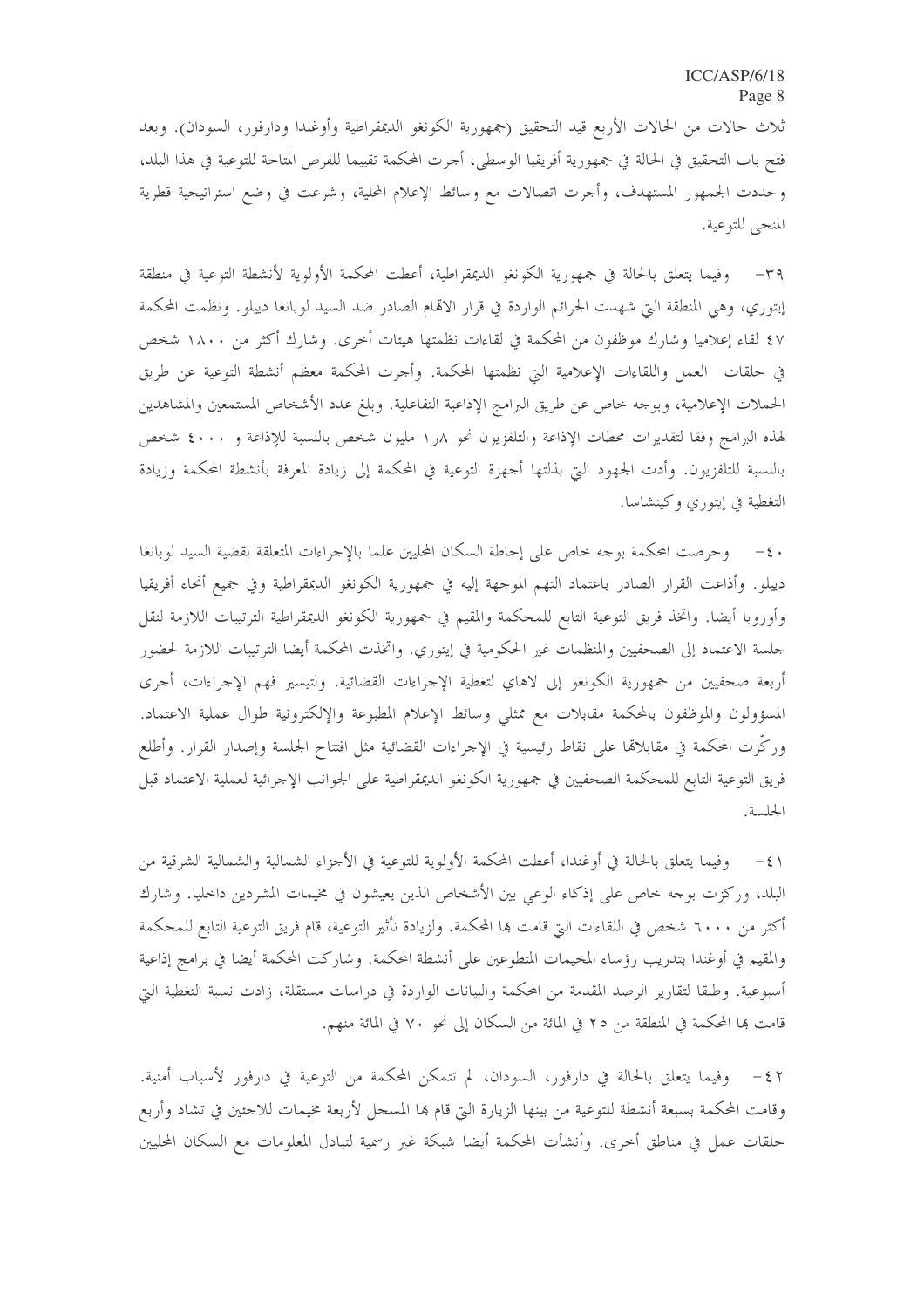ثلاث حالات من الحالات الأربع قيد التحقيق (جمهورية الكونغو الديمقراطية وأوغندا ودارفور، السودان). وبعد فتح باب التحقيق في الحالة في جمهورية أفريقيا الوسطى، أجرت المحكمة تقييما للفرص المتاحة للتوعية في هذا البلد، وحددت الجمهور المستهدف، وأجرت اتصالات مع وسائط الإعلام المحلية، وشرعت في وضع استراتيجية قطرية المنحى للتوعية.

٣٩- وفيما يتعلق بالحالة في جمهورية الكونغو الديمقراطية، أعطت المحكمة الأولوية لأنشطة التوعية في منطقة إيتوري، وهي المنطقة التي شهدت الجرائم الواردة في قرار الاتهام الصادر ضد السيد لوبانغا دييلو. ونظمت المحكمة ٤٧ لقاء إعلاميا وشارك موظفون من المحكمة في لقاءات نظمتها هيئات أخرى. وشارك أكثر من ١٨٠٠ شخص في حلقات العمل واللقاءات الإعلامية التي نظمتها المحكمة. وأجرت المحكمة معظم أنشطة التوعية عن طريق الحملات الإعلامية، وبوجه خاص عن طريق البرامج الإذاعية التفاعلية. وبلغ عدد الأشخاص المستمعين والمشاهدين لهذه البرامج وفقا لتقديرات محطات الإذاعة والتلفزيون نحو ١,٨ مليون شخص بالنسبة للإذاعة و ٤٠٠٠ شخص بالنسبة للتلفزيون. وأدت الجهود التي بذلتها أجهزة التوعية في المحكمة إلى زيادة المعرفة بأنشطة المحكمة وزيادة التغطية في إيتوري وكينشاسا.

٤٠- وحرصت المحكمة بوجه خاص على إحاطة السكان المحليين علما بالإجراءات المتعلقة بقضية السيد لوبانغا دييلو. وأذاعت القرار الصادر باعتماد التهم الموجهة إليه في جمهورية الكونغو الديمقراطية وفي جميع أنحاء أفريقيا وأوروبا أيضا. واتخذ فريق التوعية التابع للمحكمة والمقيم في جمهورية الكونغو الديمقراطية الترتيبات اللازمة لنقل جلسة الاعتماد إلى الصحفيين والمنظمات غير الحكومية في إيتوري. واتخذت المحكمة أيضا الترتيبات اللازمة لحضور أربعة صحفيين من جمهورية الكونغو إلى لاهاي لتغطية الإجراءات القضائية. ولتيسير فهم الإجراءات، أجرى المسؤولون والموظفون بالمحكمة مقابلات مع ممثلي وسائط الإعلام المطبوعة والإلكترونية طوال عملية الاعتماد. وركّزت المحكمة في مقابلاتها على نقاط رئيسية في الإجراءات القضائية مثل افتتاح الجلسة وإصدار القرار. وأطلع فريق التوعية التابع للمحكمة الصحفيين في جمهورية الكونغو الديمقراطية على الجوانب الإجرائية لعملية الاعتماد قبل الجلسة.

٤١- وفيما يتعلق بالحالة في أوغندا، أعطت المحكمة الأولوية للتوعية في الأجزاء الشمالية والشمالية الشرقية من البلد، وركزت بوجه خاص على إذكاء الوعي بين الأشخاص الذين يعيشون في مخيمات المشردين داخليا. وشارك أكثر من ٦٠٠٠ شخص في اللقاءات التي قامت بها المحكمة. ولزيادة تأثير التوعية، قام فريق التوعية التابع للمحكمة والمقيم في أوغندا بتدريب رؤساء المخيمات المتطوعين على أنشطة المحكمة. وشاركت المحكمة أيضا في برامج إذاعية أسبوعية. وطبقا لتقارير الرصد المقدمة من المحكمة والبيانات الواردة في دراسات مستقلة، زادت نسبة التغطية التي قامت بها المحكمة في المنطقة من ٢٥ في المائة من السكان إلى نحو ٧٠ في المائة منهم.

٤٢- وفيما يتعلق بالحالة في دارفور، السودان، لم تتمكن المحكمة من التوعية في دارفور لأسباب أمنية. وقامت المحكمة بسبعة أنشطة للتوعية من بينها الزيارة التي قام بها المسجل لأربعة مخيمات للاجئين في تشاد وأربع حلقات عمل في مناطق أخرى. وأنشأت المحكمة أيضا شبكة غير رسمية لتبادل المعلومات مع السكان المحليين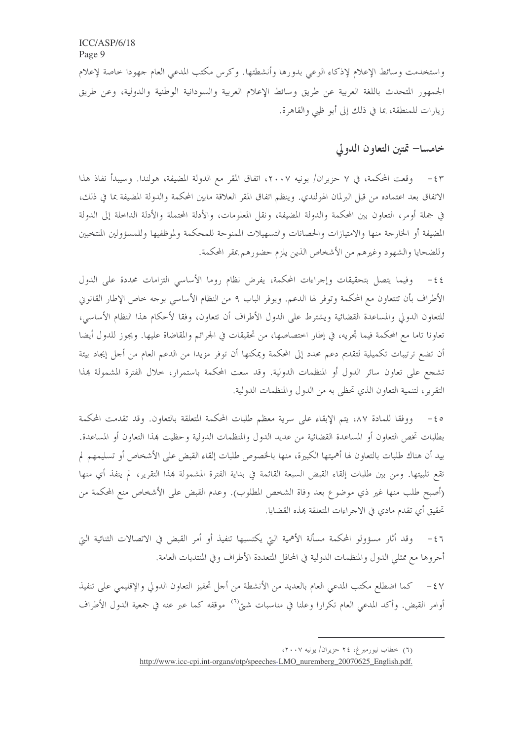واستخدمت وسائط الإعلام لإذكاء الوعي بدورها وأنشطتها. وكرس مكتب المدعي العام جهودا خاصة لإعلام الجمهور المتحدث باللغة العربية عن طريق وسائط الإعلام العربية والسودانية الوطنية والدولية، وعن طريق زيارات للمنطقة، بما في ذلك إلى أبو ظبي والقاهرة.

## خامسا– تمتين التعاون الدولي

٤٣– وقعت المحكمة، في ٧ حزيران/ يونيه ٢٠٠٧، اتفاق المقر مع الدولة المضيفة، هولندا. وسيبدأ نفاذ هذا الاتفاق بعد اعتماده من قبل البرلمان الهولندي. وينظم اتفاق المقر العلاقة مابين المحكمة والدولة المضيفة بما في ذلك، في جملة أومر، التعاون بين المحكمة والدولة المضيفة، ونقل المعلومات، والأدلة المحتملة والأدلة الداخلة إلى الدولة المضيفة أو الخارجة منها والامتيازات والحصانات والتسهيلات الممنوحة للمحكمة ولموظفيها وللمسؤولين المنتخبين وللضحايا والشهود وغيرهم من الأشخاص الذين يلزم حضورهم بمقر المحكمة.

٤٤– وفيما يتصل بتحقيقات وإجراءات المحكمة، يفرض نظام روما الأساسي التزامات محددة على الدول الأطراف بأن تتعاون مع المحكمة وتوفر لها الدعم. ويوفر الباب ٩ من النظام الأساسي بوجه خاص الإطار القانوني للتعاون الدولي والمساعدة القضائية ويشترط على الدول الأطراف أن تتعاون، وفقا لأحكام هذا النظام الأساسي، تعاونا تاما مع المحكمة فيما تجريه، في إطار اختصاصها، من تحقيقات في الجرائم والمقاضاة عليها. ويجوز للدول أيضا أن تضع ترتيبات تكميلية لتقديم دعم محدد إلى المحكمة ويمكنها أن توفر مزيدا من الدعم العام من أجل إيجاد بيئة تشجع على تعاون سائر الدول أو المنظمات الدولية. وقد سعت المحكمة باستمرار، خلال الفترة المشمولة بهذا التقرير، لتنمية التعاون الذي تحظى به من الدول والمنظمات الدولية.

٤٥– ووفقا للمادة ٨٧، يتم الإبقاء على سرية معظم طلبات المحكمة المتعلقة بالتعاون. وقد تقدمت المحكمة بطلبات تخص التعاون أو المساعدة القضائية من عديد من الدول والمنظمات الدولية وحظيت بهذا التعاون أو المساعدة. بيد أن هناك طلبات بالتعاون لها أهميتها الكبيرة، منها بالخصوص طلبات إلقاء القبض على الأشخاص أو تسليمهم لم تقع تلبيتها. ومن بين طلبات إلقاء القبض السبعة القائمة في بداية الفترة المشمولة بهذا التقرير، لم ينفذ أي منها (أصبح طلب منها غير ذي موضوع بعد وفاة الشخص المطلوب). وعدم القبض على الأشخاص منع المحكمة من تحقيق أي تقدم مادي في الاجراءات المتعلقة بهذه القضايا.

٤٦– وقد أثار مسؤولو المحكمة مسألة الأهمية التي يكتسبها تنفيذ أو أمر القبض في الاتصالات الثنائية التي أجروها مع ممثلي الدول والمنظمات الدولية في المحافل المتعددة الأطراف وفي المنتديات العامة.

٤٧– كما اضطلع مكتب المدعي العام بالعديد من الأنشطة من أجل تحفيز التعاون الدولي والإقليمي على تنفيذ أوامر القبض. وأكد المدعي العام تكرارا وعلنا في مناسبات شتى[٦] موقفه كما عبر عنه في جمعية الدول الأطراف

---

(٦) خطاب نيورمبرغ، ٢٤ حزيران/ يونيه ٢٠٠٧،
http://www.icc-cpi.int-organs/otp/speeches-LMO_nuremberg_20070625_English.pdf.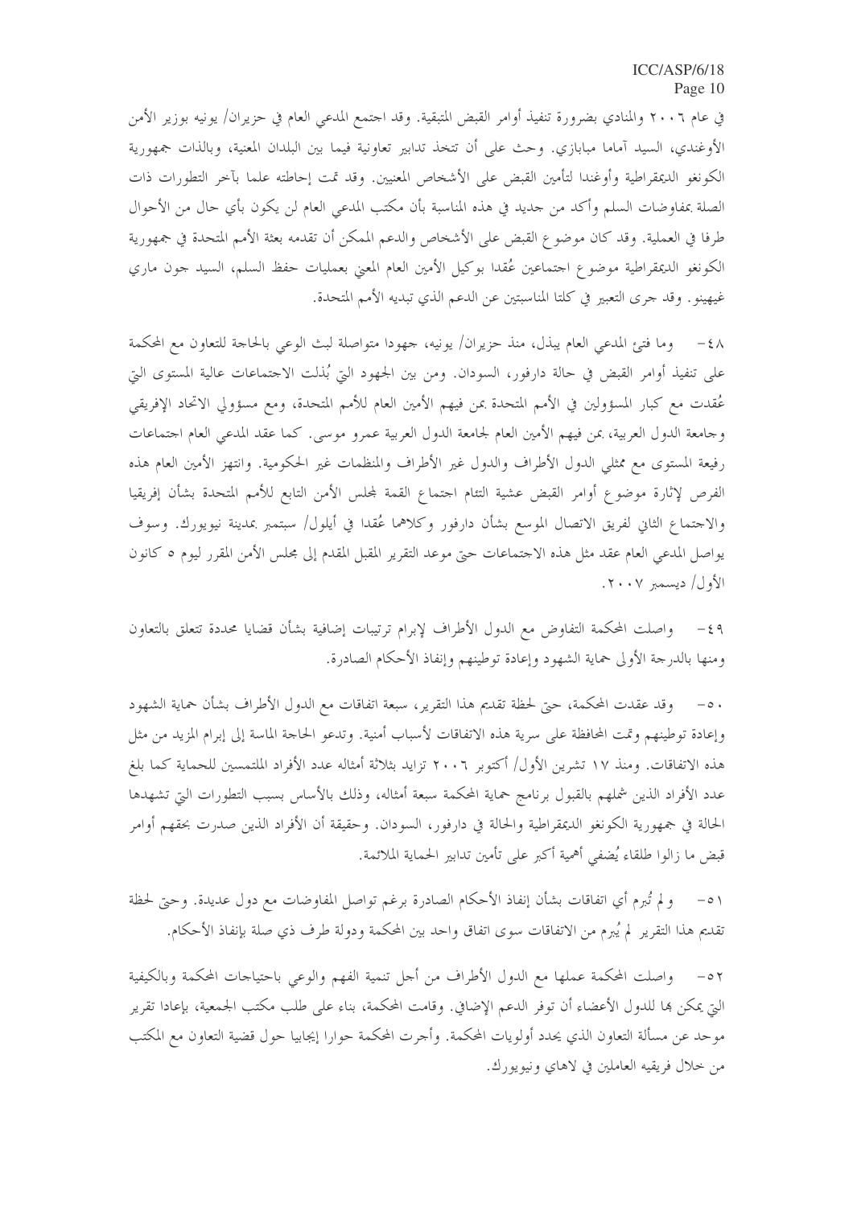في عام ٢٠٠٦ والمنادي بضرورة تنفيذ أوامر القبض المتبقية. وقد اجتمع المدعي العام في حزيران/ يونيه بوزير الأمن الأوغندي، السيد آماما مبابازي. وحث على أن تتخذ تدابير تعاونية فيما بين البلدان المعنية، وبالذات جمهورية الكونغو الديمقراطية وأوغندا لتأمين القبض على الأشخاص المعنيين. وقد تمت إحاطته علما بآخر التطورات ذات الصلة بمفاوضات السلم وأكد من جديد في هذه المناسبة بأن مكتب المدعي العام لن يكون بأي حال من الأحوال طرفا في العملية. وقد كان موضوع القبض على الأشخاص والدعم الممكن أن تقدمه بعثة الأمم المتحدة في جمهورية الكونغو الديمقراطية موضوع اجتماعين عُقدا بوكيل الأمين العام المعني بعمليات حفظ السلم، السيد جون ماري غيهينو. وقد جرى التعبير في كلتا المناسبتين عن الدعم الذي تبديه الأمم المتحدة.

٤٨- وما فتئ المدعي العام يبذل، منذ حزيران/ يونيه، جهودا متواصلة لبث الوعي بالحاجة للتعاون مع المحكمة على تنفيذ أوامر القبض في حالة دارفور، السودان. ومن بين الجهود التي بُذلت الاجتماعات عالية المستوى التي عُقدت مع كبار المسؤولين في الأمم المتحدة بمن فيهم الأمين العام للأمم المتحدة، ومع مسؤولي الاتحاد الإفريقي وجامعة الدول العربية، بمن فيهم الأمين العام لجامعة الدول العربية عمرو موسى. كما عقد المدعي العام اجتماعات رفيعة المستوى مع ممثلي الدول الأطراف والدول غير الأطراف والمنظمات غير الحكومية. وانتهز الأمين العام هذه الفرص لإثارة موضوع أوامر القبض عشية التئام اجتماع القمة لمجلس الأمن التابع للأمم المتحدة بشأن إفريقيا والاجتماع الثاني لفريق الاتصال الموسع بشأن دارفور وكلاهما عُقدا في أيلول/ سبتمبر بمدينة نيويورك. وسوف يواصل المدعي العام عقد مثل هذه الاجتماعات حتى موعد التقرير المقبل المقدم إلى مجلس الأمن المقرر ليوم ٥ كانون الأول/ ديسمبر ٢٠٠٧.

٤٩- واصلت المحكمة التفاوض مع الدول الأطراف لإبرام ترتيبات إضافية بشأن قضايا محددة تتعلق بالتعاون ومنها بالدرجة الأولى حماية الشهود وإعادة توطينهم وإنفاذ الأحكام الصادرة.

٥٠- وقد عقدت المحكمة، حتى لحظة تقديم هذا التقرير، سبعة اتفاقات مع الدول الأطراف بشأن حماية الشهود وإعادة توطينهم وتمت المحافظة على سرية هذه الاتفاقات لأسباب أمنية. وتدعو الحاجة الماسة إلى إبرام المزيد من مثل هذه الاتفاقات. ومنذ ١٧ تشرين الأول/ أكتوبر ٢٠٠٦ تزايد بثلاثة أمثاله عدد الأفراد الملتمسين للحماية كما بلغ عدد الأفراد الذين شملهم بالقبول برنامج حماية المحكمة سبعة أمثاله، وذلك بالأساس بسبب التطورات التي تشهدها الحالة في جمهورية الكونغو الديمقراطية والحالة في دارفور، السودان. وحقيقة أن الأفراد الذين صدرت بحقهم أوامر قبض ما زالوا طلقاء يُضفي أهمية أكبر على تأمين تدابير الحماية الملائمة.

٥١- ولم تُبرم أي اتفاقات بشأن إنفاذ الأحكام الصادرة برغم تواصل المفاوضات مع دول عديدة. وحتى لحظة تقديم هذا التقرير لم يُبرم من الاتفاقات سوى اتفاق واحد بين المحكمة ودولة طرف ذي صلة بإنفاذ الأحكام.

٥٢- واصلت المحكمة عملها مع الدول الأطراف من أجل تنمية الفهم والوعي باحتياجات المحكمة وبالكيفية التي يمكن بها للدول الأعضاء أن توفر الدعم الإضافي. وقامت المحكمة، بناء على طلب مكتب الجمعية، بإعداد تقرير موحد عن مسألة التعاون الذي يحدد أولويات المحكمة. وأجرت المحكمة حوارا إيجابيا حول قضية التعاون مع المكتب من خلال فريقيه العاملين في لاهاي ونيويورك.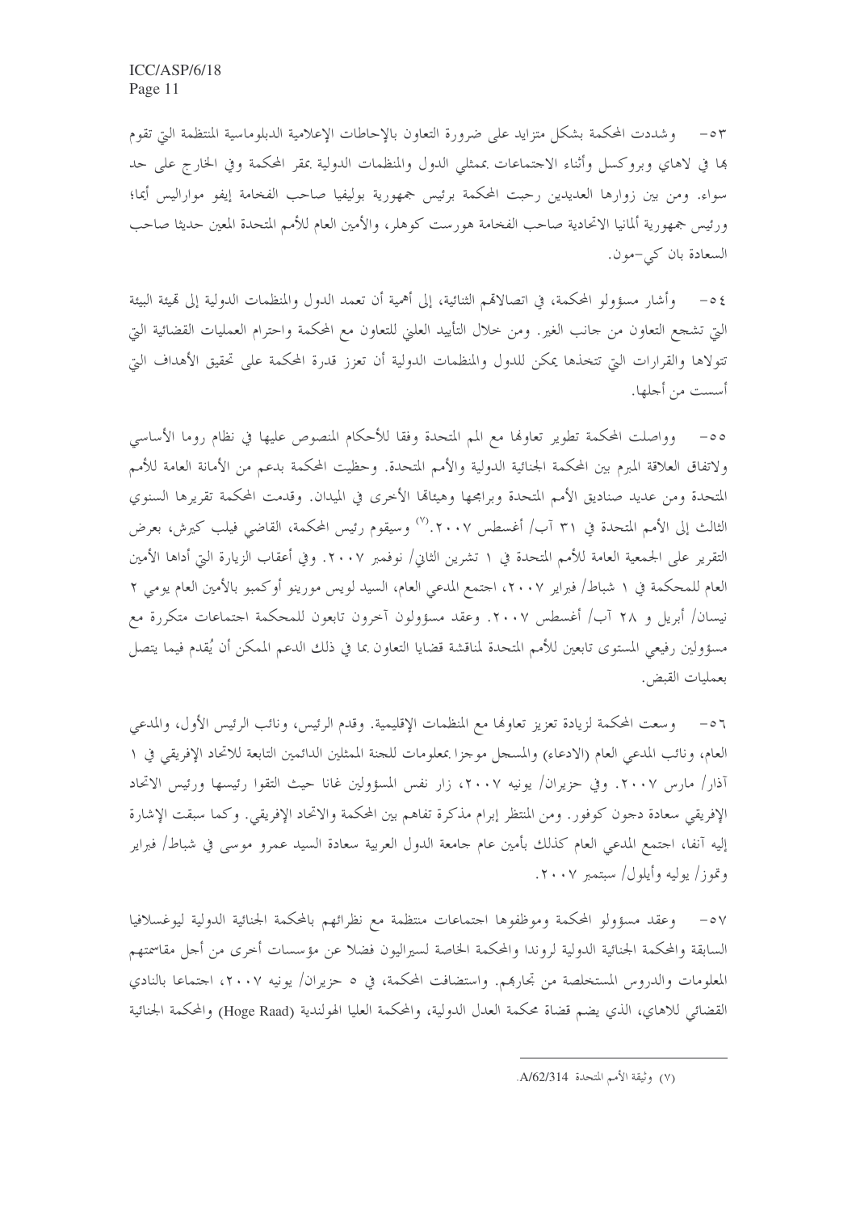٥٣- وشددت المحكمة بشكل متزايد على ضرورة التعاون بالإحاطات الإعلامية الدبلوماسية المنتظمة التي تقوم بها في لاهاي وبروكسل وأثناء الاجتماعات بممثلي الدول والمنظمات الدولية بمقر المحكمة وفي الخارج على حد سواء. ومن بين زوارها العديدين رحبت المحكمة برئيس جمهورية بوليفيا صاحب الفخامة إيفو موراليس أيما؛ ورئيس جمهورية ألمانيا الاتحادية صاحب الفخامة هورست كوهلر، والأمين العام للأمم المتحدة المعين حديثا صاحب السعادة بان كي-مون.

٥٤- وأشار مسؤولو المحكمة، في اتصالاتهم الثنائية، إلى أهمية أن تعمد الدول والمنظمات الدولية إلى تهيئة البيئة التي تشجع التعاون من جانب الغير. ومن خلال التأييد العلني للتعاون مع المحكمة واحترام العمليات القضائية التي تتولاها والقرارات التي تتخذها يمكن للدول والمنظمات الدولية أن تعزز قدرة المحكمة على تحقيق الأهداف التي أسست من أجلها.

٥٥- وواصلت المحكمة تطوير تعاونها مع المم المتحدة وفقا للأحكام المنصوص عليها في نظام روما الأساسي ولاتفاق العلاقة المبرم بين المحكمة الجنائية الدولية والأمم المتحدة. وحظيت المحكمة بدعم من الأمانة العامة للأمم المتحدة ومن عديد صناديق الأمم المتحدة وبرامجها وهيئاتها الأخرى في الميدان. وقدمت المحكمة تقريرها السنوي الثالث إلى الأمم المتحدة في ٣١ آب/ أغسطس ٢٠٠٧.[٧] وسيقوم رئيس المحكمة، القاضي فيليب كيرش، بعرض التقرير على الجمعية العامة للأمم المتحدة في ١ تشرين الثاني/ نوفمبر ٢٠٠٧. وفي أعقاب الزيارة التي أداها الأمين العام للمحكمة في ١ شباط/ فبراير ٢٠٠٧، اجتمع المدعي العام، السيد لويس مورينو أوكمبو بالأمين العام يومي ٢ نيسان/ أبريل و ٢٨ آب/ أغسطس ٢٠٠٧. وعقد مسؤولون آخرون تابعون للمحكمة اجتماعات متكررة مع مسؤولين رفيعي المستوى تابعين للأمم المتحدة لمناقشة قضايا التعاون بما في ذلك الدعم الممكن أن يُقدم فيما يتصل بعمليات القبض.

٥٦- وسعت المحكمة لزيادة تعزيز تعاونها مع المنظمات الإقليمية. وقدم الرئيس، ونائب الرئيس الأول، والمدعي العام، ونائب المدعي العام (الادعاء) والمسجل موجزا بمعلومات للجنة الممثلين الدائمين التابعة للاتحاد الإفريقي في ١ آذار/ مارس ٢٠٠٧. وفي حزيران/ يونيه ٢٠٠٧، زار نفس المسؤولين غانا حيث التقوا رئيسها ورئيس الاتحاد الإفريقي سعادة دجون كوفور. ومن المنتظر إبرام مذكرة تفاهم بين المحكمة والاتحاد الإفريقي. وكما سبقت الإشارة إليه آنفا، اجتمع المدعي العام كذلك بأمين عام جامعة الدول العربية سعادة السيد عمرو موسى في شباط/ فبراير وتموز/ يوليه وأيلول/ سبتمبر ٢٠٠٧.

٥٧- وعقد مسؤولو المحكمة وموظفوها اجتماعات منتظمة مع نظرائهم بالمحكمة الجنائية الدولية ليوغسلافيا السابقة والمحكمة الجنائية الدولية لرواندا والمحكمة الخاصة لسيراليون فضلا عن مؤسسات أخرى من أجل مقاسمتهم المعلومات والدروس المستخلصة من تجاربهم. واستضافت المحكمة، في ٥ حزيران/ يونيه ٢٠٠٧، اجتماعا بالنادي القضائي للاهاي، الذي يضم قضاة محكمة العدل الدولية، والمحكمة العليا الهولندية (Hoge Raad) والمحكمة الجنائية

---

(٧) وثيقة الأمم المتحدة A/62/314.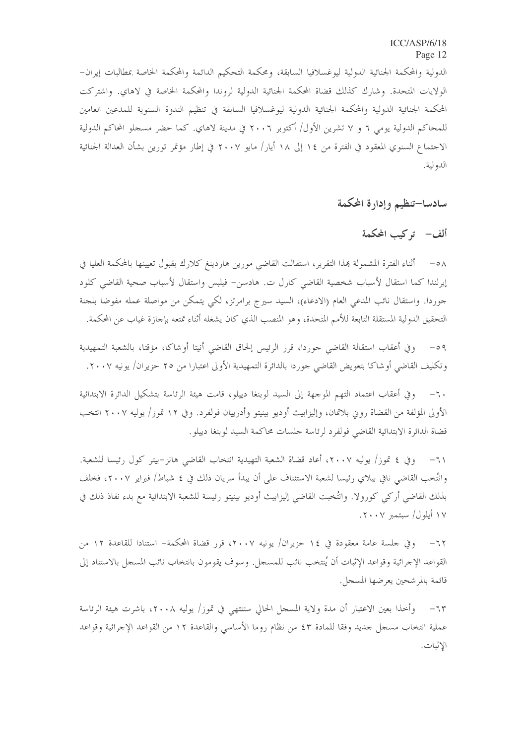الدولية والمحكمة الجنائية الدولية ليوغسلافيا السابقة، ومحكمة التحكيم الدائمة والمحكمة الخاصة بمطالبات إيران- الولايات المتحدة. وشارك كذلك قضاة المحكمة الجنائية الدولية لروندا والمحكمة الخاصة في لاهاي. واشتركت المحكمة الجنائية الدولية والمحكمة الجنائية الدولية ليوغسلافيا السابقة في تنظيم الندوة السنوية للمدعين العامين للمحاكم الدولية يومي ٦ و ٧ تشرين الأول/ أكتوبر ٢٠٠٦ في مدينة لاهاي. كما حضر مسجلو المحاكم الدولية الاجتماع السنوي المعقود في الفترة من ١٤ إلى ١٨ أيار/ مايو ٢٠٠٧ في إطار مؤتمر تورين بشأن العدالة الجنائية الدولية.

## سادسا-تنظيم وإدارة المحكمة

### ألف- تركيب المحكمة

٥٨- أثناء الفترة المشمولة بهذا التقرير، استقالت القاضي مورين هاردينغ كلارك بقبول تعيينها بالمحكمة العليا في إيرلندا كما استقال لأسباب شخصية القاضي كارل ت. هادسن- فيلبس واستقال لأسباب صحية القاضي كلود جوردا. واستقال نائب المدعي العام (الادعاء)، السيد سيرج برامرتز، لكي يتمكن من مواصلة عمله مفوضا بلجنة التحقيق الدولية المستقلة التابعة للأمم المتحدة، وهو المنصب الذي كان يشغله أثناء تمتعه بإجازة غياب عن المحكمة.

٥٩- وفي أعقاب استقالة القاضي جوردا، قرر الرئيس إلحاق القاضي أنيتا أوشاكا، مؤقتا، بالشعبة التمهيدية وتكليف القاضي أوشاكا بتعويض القاضي جوردا بالدائرة التمهيدية الأولى اعتبارا من ٢٥ حزيران/ يونيه ٢٠٠٧.

٦٠- وفي أعقاب اعتماد التهم الموجهة إلى السيد لوبنغا دييلو، قامت هيئة الرئاسة بتشكيل الدائرة الابتدائية الأولى المؤلفة من القضاة روني بلاتمان، وإليزابيث أوديو بينيتو وأدريان فولفرد. وفي ١٢ تموز/ يوليه ٢٠٠٧ انتخب قضاة الدائرة الابتدائية القاضي فولفرد لرئاسة جلسات محاكمة السيد لوبنغا دييلو.

٦١- وفي ٤ تموز/ يوليه ٢٠٠٧، أعاد قضاة الشعبة التمهيدية انتخاب القاضي هانز-بيتر كول رئيسا للشعبة. وانتُخب القاضي نافي بيلاي رئيسا لشعبة الاستئناف على أن يبدأ سريان ذلك في ٤ شباط/ فبراير ٢٠٠٧، فخلف بذلك القاضي أركي كورولا. وانتُخبت القاضي إليزابيث أوديو بينيتو رئيسة للشعبة الابتدائية مع بدء نفاذ ذلك في ١٧ أيلول/ سبتمبر ٢٠٠٧.

٦٢- وفي جلسة عامة معقودة في ١٤ حزيران/ يونيه ٢٠٠٧، قرر قضاة المحكمة- استنادا للقاعدة ١٢ من القواعد الإجرائية وقواعد الإثبات أن يُنتخب نائب للمسجل. وسوف يقومون بانتخاب نائب المسجل بالاستناد إلى قائمة بالمرشحين يعرضها المسجل.

٦٣- وأخذا بعين الاعتبار أن مدة ولاية المسجل الحالي ستنتهي في تموز/ يوليه ٢٠٠٨، باشرت هيئة الرئاسة عملية انتخاب مسجل جديد وفقا للمادة ٤٣ من نظام روما الأساسي والقاعدة ١٢ من القواعد الإجرائية وقواعد الإثبات.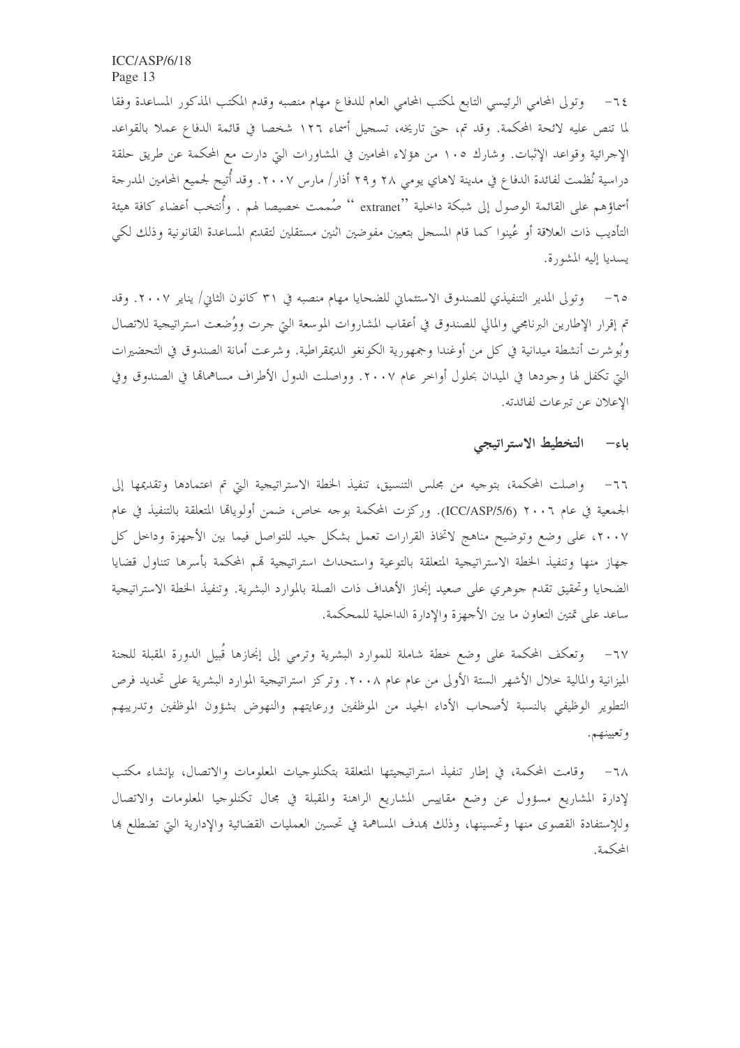٦٤- وتولى المحامي الرئيسي التابع لمكتب المحامي العام للدفاع مهام منصبه وقدم المكتب المذكور المساعدة وفقا لما تنص عليه لائحة المحكمة. وقد تم، حتى تاريخه، تسجيل أسماء ١٢٦ شخصا في قائمة الدفاع عملا بالقواعد الإجرائية وقواعد الإثبات. وشارك ١٠٥ من هؤلاء المحامين في المشاورات التي دارت مع المحكمة عن طريق حلقة دراسية نُظمت لفائدة الدفاع في مدينة لاهاي يومي ٢٨ و٢٩ آذار/ مارس ٢٠٠٧. وقد أُتيح لجميع المحامين المدرجة أسماؤهم على القائمة الوصول إلى شبكة داخلية "extranet" صُممت خصيصا لهم. وأُنتخب أعضاء كافة هيئة التأديب ذات العلاقة أو عُينوا كما قام المسجل بتعيين مفوضين اثنين مستقلين لتقديم المساعدة القانونية وذلك لكي يسديا إليه المشورة.

٦٥- وتولى المدير التنفيذي للصندوق الاستئماني للضحايا مهام منصبه في ٣١ كانون الثاني/ يناير ٢٠٠٧. وقد تم إقرار الإطارين البرنامجي والمالي للصندوق في أعقاب المشاروات الموسعة التي جرت ووُضعت استراتيجية للاتصال وبُوشرت أنشطة ميدانية في كل من أوغندا وجمهورية الكونغو الديمقراطية. وشرعت أمانة الصندوق في التحضيرات التي تكفل لها وجودها في الميدان بحلول أواخر عام ٢٠٠٧. وواصلت الدول الأطراف مساهماتها في الصندوق وفي الإعلان عن تبرعات لفائدته.

## باء- التخطيط الاستراتيجي

٦٦- واصلت المحكمة، بتوجيه من مجلس التنسيق، تنفيذ الخطة الاستراتيجية التي تم اعتمادها وتقديمها إلى الجمعية في عام ٢٠٠٦ (ICC/ASP/5/6). وركزت المحكمة بوجه خاص، ضمن أولوياتها المتعلقة بالتنفيذ في عام ٢٠٠٧، على وضع وتوضيح مناهج لاتخاذ القرارات تعمل بشكل جيد للتواصل فيما بين الأجهزة وداخل كل جهاز منها وتنفيذ الخطة الاستراتيجية المتعلقة بالتوعية واستحداث استراتيجية تهم المحكمة بأسرها تتناول قضايا الضحايا وتحقيق تقدم جوهري على صعيد إنجاز الأهداف ذات الصلة بالموارد البشرية. وتنفيذ الخطة الاستراتيجية ساعد على تمتين التعاون ما بين الأجهزة والإدارة الداخلية للمحكمة.

٦٧- وتعكف المحكمة على وضع خطة شاملة للموارد البشرية وترمي إلى إنجازها قُبيل الدورة المقبلة للجنة الميزانية والمالية خلال الأشهر الستة الأولى من عام عام ٢٠٠٨. وتركز استراتيجية الموارد البشرية على تحديد فرص التطوير الوظيفي بالنسبة لأصحاب الأداء الجيد من الموظفين ورعايتهم والنهوض بشؤون الموظفين وتدريبهم وتعيينهم.

٦٨- وقامت المحكمة، في إطار تنفيذ استراتيجيتها المتعلقة بتكنولوجيات المعلومات والاتصال، بإنشاء مكتب لإدارة المشاريع مسؤول عن وضع مقاييس المشاريع الراهنة والمقبلة في مجال تكنولوجيا المعلومات والاتصال وللإستفادة القصوى منها وتحسينها، وذلك بهدف المساهمة في تحسين العمليات القضائية والإدارية التي تضطلع بها المحكمة.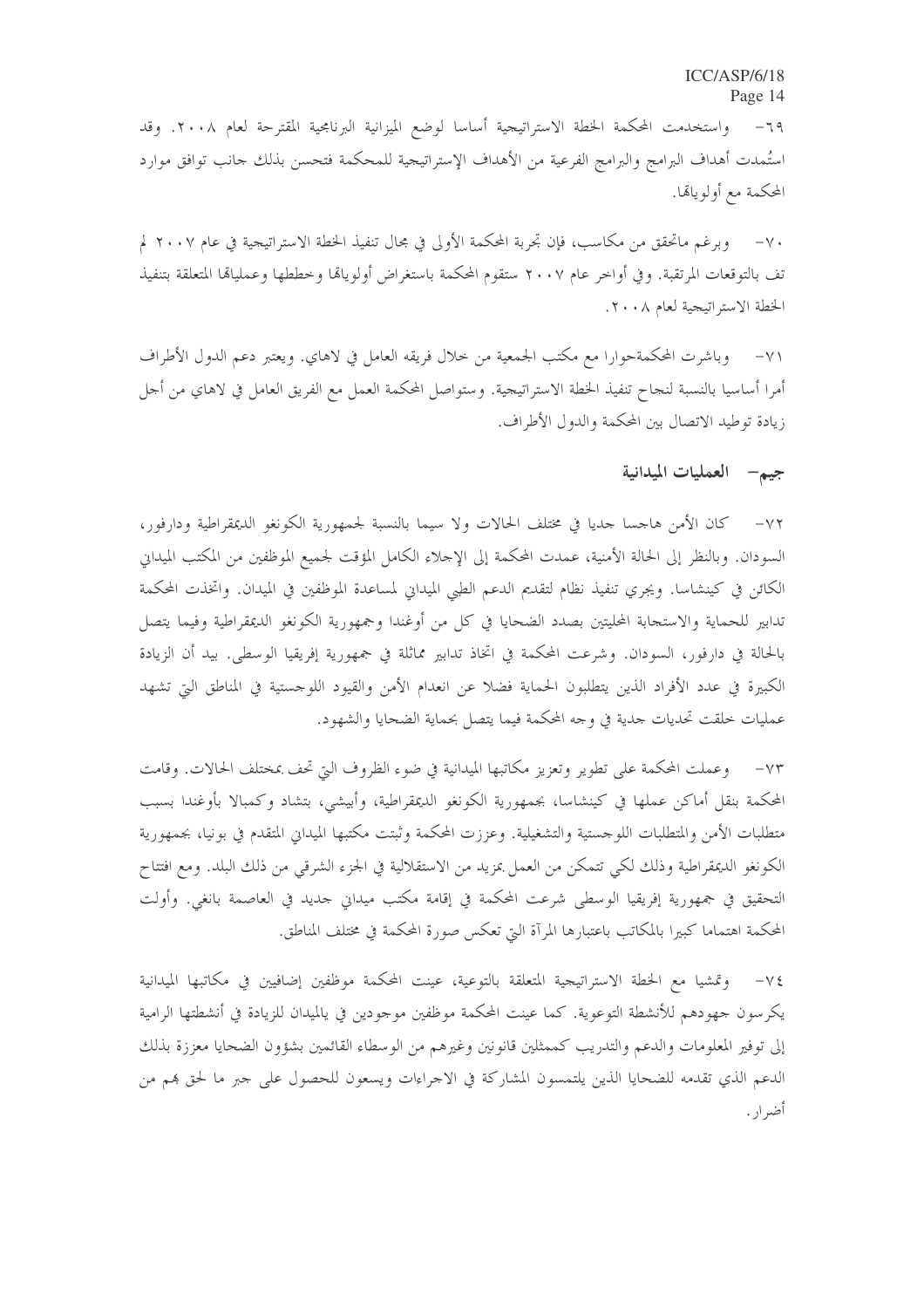٦٩- واستخدمت المحكمة الخطة الاستراتيجية أساسا لوضع الميزانية البرنامجية المقترحة لعام ٢٠٠٨. وقد استُمدت أهداف البرامج والبرامج الفرعية من الأهداف الإستراتيجية للمحكمة فتحسن بذلك جانب توافق موارد المحكمة مع أولوياتها.

٧٠- وبرغم ماتحقق من مكاسب، فإن تجربة المحكمة الأولى في مجال تنفيذ الخطة الاستراتيجية في عام ٢٠٠٧ لم تف بالتوقعات المرتقبة. وفي أواخر عام ٢٠٠٧ ستقوم المحكمة باستعراض أولوياتها وخططها وعملياتها المتعلقة بتنفيذ الخطة الاستراتيجية لعام ٢٠٠٨.

٧١- وباشرت المحكمةحوارا مع مكتب الجمعية من خلال فريقه العامل في لاهاي. ويعتبر دعم الدول الأطراف أمرا أساسيا بالنسبة لنجاح تنفيذ الخطة الاستراتيجية. وستواصل المحكمة العمل مع الفريق العامل في لاهاي من أجل زيادة توطيد الاتصال بين المحكمة والدول الأطراف.

## جيم- العمليات الميدانية

٧٢- كان الأمن هاجسا جديا في مختلف الحالات ولا سيما بالنسبة لجمهورية الكونغو الديمقراطية ودارفور، السودان. وبالنظر إلى الحالة الأمنية، عمدت المحكمة إلى الإجلاء الكامل المؤقت لجميع الموظفين من المكتب الميداني الكائن في كينشاسا. ويجري تنفيذ نظام لتقديم الدعم الطبي الميداني لمساعدة الموظفين في الميدان. واتخذت المحكمة تدابير للحماية والاستجابة المحليتين بصدد الضحايا في كل من أوغندا وجمهورية الكونغو الديمقراطية وفيما يتصل بالحالة في دارفور، السودان. وشرعت المحكمة في اتخاذ تدابير مماثلة في جمهورية إفريقيا الوسطى. بيد أن الزيادة الكبيرة في عدد الأفراد الذين يتطلبون الحماية فضلا عن انعدام الأمن والقيود اللوجستية في المناطق التي تشهد عمليات خلقت تحديات جدية في وجه المحكمة فيما يتصل بحماية الضحايا والشهود.

٧٣- وعملت المحكمة على تطوير وتعزيز مكاتبها الميدانية في ضوء الظروف التي تحف بمختلف الحالات. وقامت المحكمة بنقل أماكن عملها في كينشاسا، بجمهورية الكونغو الديمقراطية، وأبيشي، بتشاد وكمبالا بأوغندا بسبب متطلبات الأمن والمتطلبات اللوجستية والتشغيلية. وعززت المحكمة وثبتت مكتبها الميداني المتقدم في بونيا، بجمهورية الكونغو الديمقراطية وذلك لكي تتمكن من العمل بمزيد من الاستقلالية في الجزء الشرقي من ذلك البلد. ومع افتتاح التحقيق في جمهورية إفريقيا الوسطى شرعت المحكمة في إقامة مكتب ميداني جديد في العاصمة بانغي. وأولت المحكمة اهتماما كبيرا بالمكاتب باعتبارها المرآة التي تعكس صورة المحكمة في مختلف المناطق.

٧٤- وتمشيا مع الخطة الاستراتيجية المتعلقة بالتوعية، عينت المحكمة موظفين إضافيين في مكاتبها الميدانية يكرسون جهودهم للأنشطة التوعوية. كما عينت المحكمة موظفين موجودين في يالميدان للزيادة في أنشطتها الرامية إلى توفير المعلومات والدعم والتدريب كممثلين قانونين وغيرهم من الوسطاء القائمين بشؤون الضحايا معززة بذلك الدعم الذي تقدمه للضحايا الذين يلتمسون المشاركة في الاجراءات ويسعون للحصول على جبر ما لحق بهم من أضرار.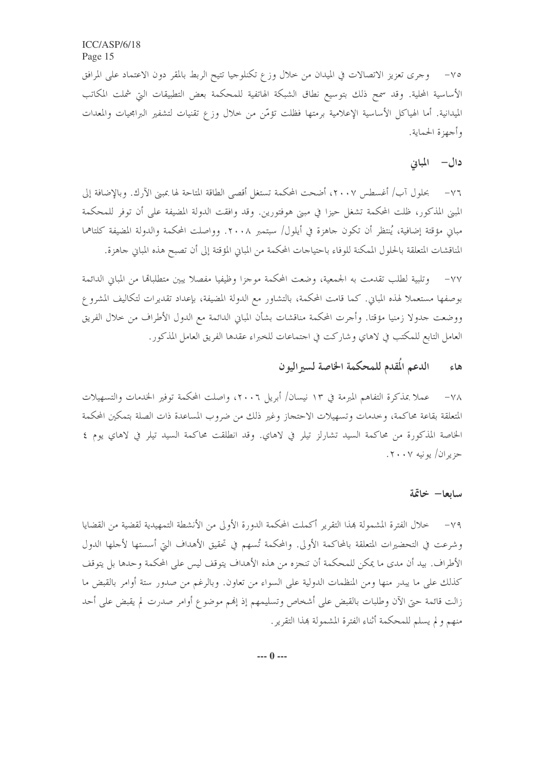٧٥- وجرى تعزيز الاتصالات في الميدان من خلال وزع تكنولوجيا تتيح الربط بالمقر دون الاعتماد على المرافق الأساسية المحلية. وقد سمح ذلك بتوسيع نطاق الشبكة الهاتفية للمحكمة بعض التطبيقات التي شملت المكاتب الميدانية. أما الهياكل الأساسية الإعلامية برمتها فظلت تؤمّن من خلال وزع تقنيات لتشفير البرامجيات والمعدات وأجهزة الحماية.

## دال- المباني

٧٦- بحلول آب/ أغسطس ٢٠٠٧، أضحت المحكمة تستغل أقصى الطاقة المتاحة لها بمبنى الآرك. وبالإضافة إلى المبنى المذكور، ظلت المحكمة تشغل حيزا في مبنى هوفتورين. وقد وافقت الدولة المضيفة على أن توفر للمحكمة مباني مؤقتة إضافية، يُنتظر أن تكون جاهزة في أيلول/ سبتمبر ٢٠٠٨. وواصلت المحكمة والدولة المضيفة كلتاهما المناقشات المتعلقة بالحلول الممكنة للوفاء باحتياجات المحكمة من المباني المؤقتة إلى أن تصبح هذه المباني جاهزة.

٧٧- وتلبية لطلب تقدمت به الجمعية، وضعت المحكمة موجزا وظيفيا مفصلا يبين متطلباتها من المباني الدائمة بوصفها مستعملا لهذه المباني. كما قامت المحكمة، بالتشاور مع الدولة المضيفة، بإعداد تقديرات لتكاليف المشروع ووضعت جدولا زمنيا مؤقتا. وأجرت المحكمة مناقشات بشأن المباني الدائمة مع الدول الأطراف من خلال الفريق العامل التابع للمكتب في لاهاي وشاركت في اجتماعات للخبراء عقدها الفريق العامل المذكور.

## هاء الدعم المُقدم للمحكمة الخاصة لسيراليون

٧٨- عملا بمذكرة التفاهم المبرمة في ١٣ نيسان/ أبريل ٢٠٠٦، واصلت المحكمة توفير الخدمات والتسهيلات المتعلقة بقاعة محاكمة، وخدمات وتسهيلات الاحتجاز وغير ذلك من ضروب المساعدة ذات الصلة بتمكين المحكمة الخاصة المذكورة من محاكمة السيد تشارلز تيلر في لاهاي. وقد انطلقت محاكمة السيد تيلر في لاهاي يوم ٤ حزيران/ يونيه ٢٠٠٧.

# سابعا- خاتمة

٧٩- خلال الفترة المشمولة بهذا التقرير أكملت المحكمة الدورة الأولى من الأنشطة التمهيدية لقضية من القضايا وشرعت في التحضيرات المتعلقة بالمحاكمة الأولى. والمحكمة تُسهم في تحقيق الأهداف التي أسستها لأجلها الدول الأطراف. بيد أن مدى ما يمكن للمحكمة أن تنجزه من هذه الأهداف يتوقف ليس على المحكمة وحدها بل يتوقف كذلك على ما يبدر منها ومن المنظمات الدولية على السواء من تعاون. وبالرغم من صدور ستة أوامر بالقبض ما زالت قائمة حتى الآن وطلبات بالقبض على أشخاص وتسليمهم إذ إنهم موضوع أوامر صدرت لم يقبض على أحد منهم و لم يسلم للمحكمة أثناء الفترة المشمولة بهذا التقرير.

--- 0 ---